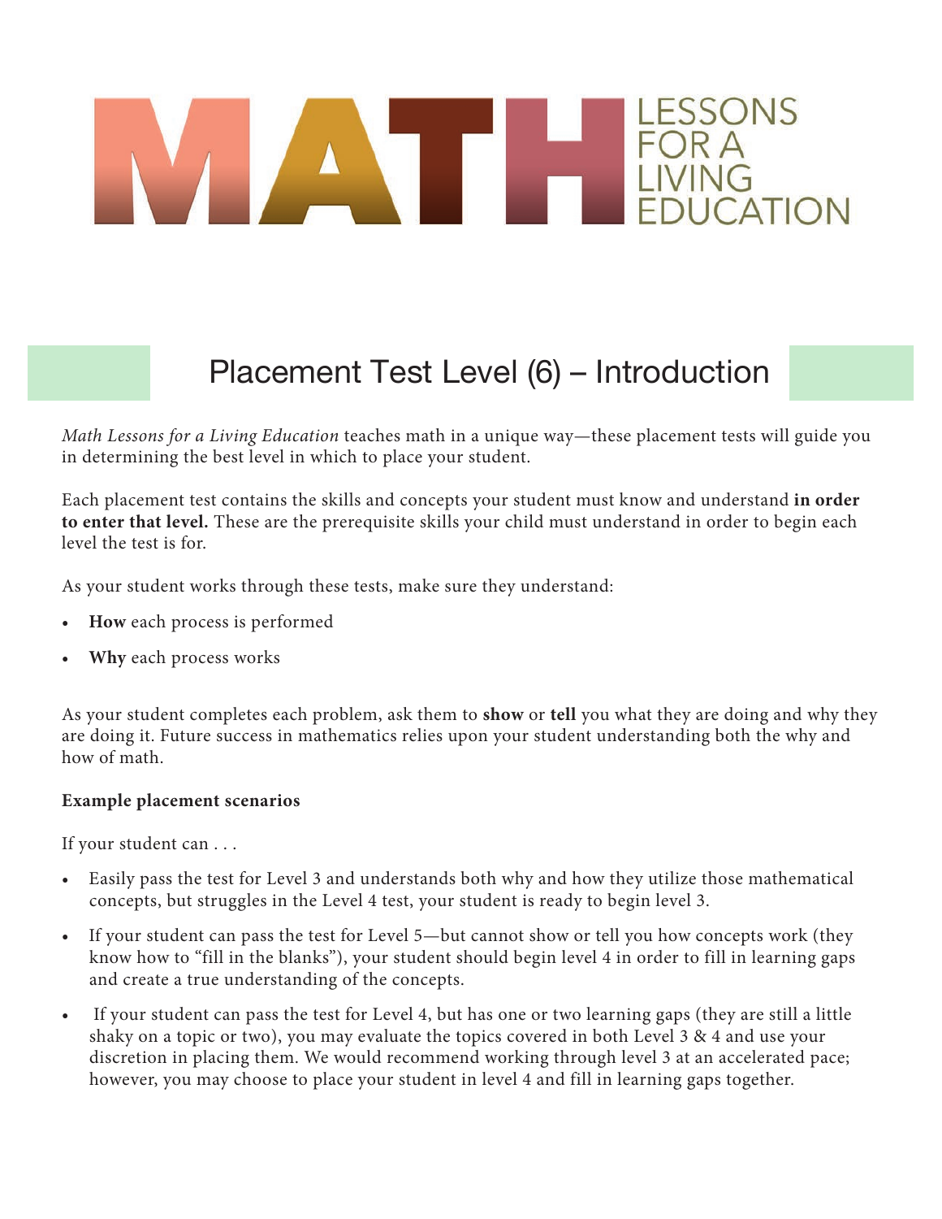# MATH LESSONS FOR A LIVING EDUCATION

## Placement Test Level (6) – Introduction

*Math Lessons for a Living Education* teaches math in a unique way—these placement tests will guide you in determining the best level in which to place your student.

Each placement test contains the skills and concepts your student must know and understand **in order to enter that level.** These are the prerequisite skills your child must understand in order to begin each level the test is for.

As your student works through these tests, make sure they understand:

- **How** each process is performed
- **Why** each process works

As your student completes each problem, ask them to **show** or **tell** you what they are doing and why they are doing it. Future success in mathematics relies upon your student understanding both the why and how of math.

**Example placement scenarios**

If your student can . . .

- Easily pass the test for Level 3 and understands both why and how they utilize those mathematical concepts, but struggles in the Level 4 test, your student is ready to begin level 3.
- If your student can pass the test for Level 5—but cannot show or tell you how concepts work (they know how to "fill in the blanks"), your student should begin level 4 in order to fill in learning gaps and create a true understanding of the concepts.
- If your student can pass the test for Level 4, but has one or two learning gaps (they are still a little shaky on a topic or two), you may evaluate the topics covered in both Level 3 & 4 and use your discretion in placing them. We would recommend working through level 3 at an accelerated pace; however, you may choose to place your student in level 4 and fill in learning gaps together.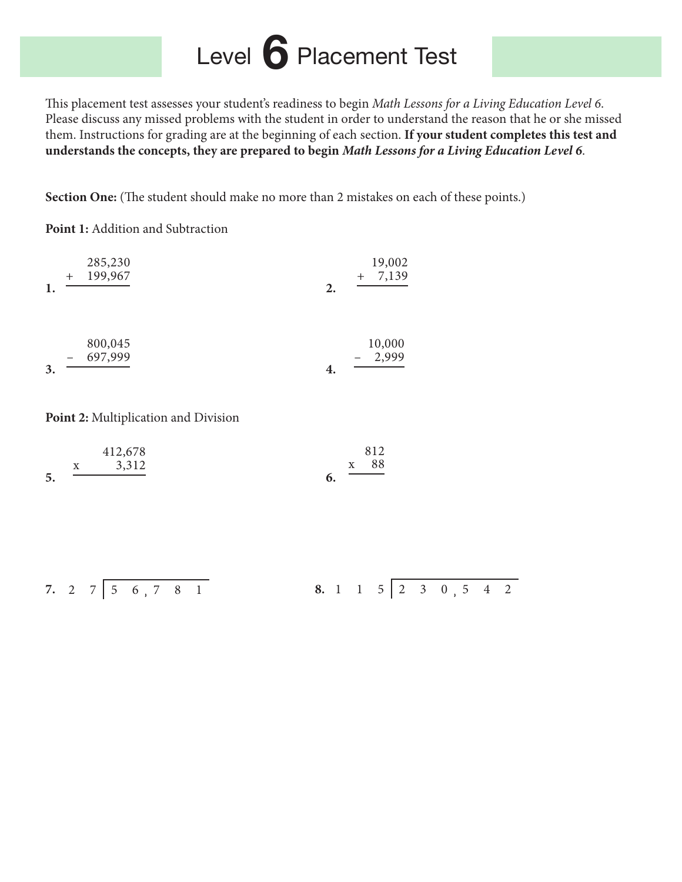# Level 6 Placement Test

This placement test assesses your student's readiness to begin *Math Lessons for a Living Education Level 6*. Please discuss any missed problems with the student in order to understand the reason that he or she missed them. Instructions for grading are at the beginning of each section. **If your student completes this test and understands the concepts, they are prepared to begin *Math Lessons for a Living Education Level 6*.**

**Section One:** (The student should make no more than 2 mistakes on each of these points.)

**Point 1:** Addition and Subtraction

**1.**
$$\begin{array}{r} 285{,}230 \\ +\ 199{,}967 \\ \hline \end{array}$$

**2.**
$$\begin{array}{r} 19{,}002 \\ +\ 7{,}139 \\ \hline \end{array}$$

**3.**
$$\begin{array}{r} 800{,}045 \\ -\ 697{,}999 \\ \hline \end{array}$$

**4.**
$$\begin{array}{r} 10{,}000 \\ -\ 2{,}999 \\ \hline \end{array}$$

**Point 2:** Multiplication and Division

**5.**
$$\begin{array}{r} 412{,}678 \\ \times\ 3{,}312 \\ \hline \end{array}$$

**6.**
$$\begin{array}{r} 812 \\ \times\ 88 \\ \hline \end{array}$$

**7.** $27 \overline{)56{,}781}$

**8.** $115 \overline{)230{,}542}$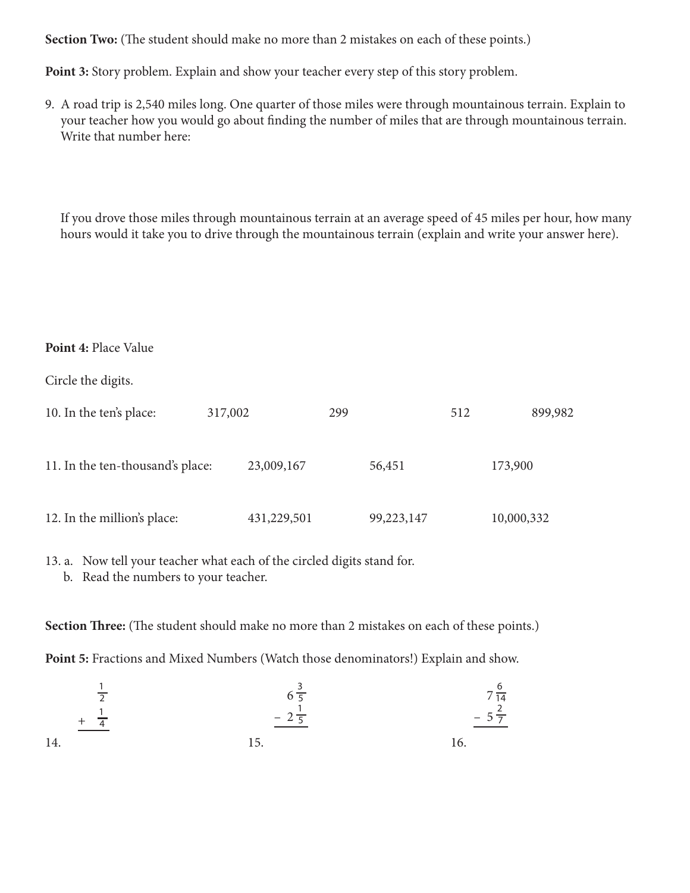**Section Two:** (The student should make no more than 2 mistakes on each of these points.)

**Point 3:** Story problem. Explain and show your teacher every step of this story problem.

9. A road trip is 2,540 miles long. One quarter of those miles were through mountainous terrain. Explain to your teacher how you would go about finding the number of miles that are through mountainous terrain. Write that number here:

   If you drove those miles through mountainous terrain at an average speed of 45 miles per hour, how many hours would it take you to drive through the mountainous terrain (explain and write your answer here).

**Point 4:** Place Value

Circle the digits.

10. In the ten's place: 317,002 299 512 899,982

11. In the ten-thousand's place: 23,009,167 56,451 173,900

12. In the million's place: 431,229,501 99,223,147 10,000,332

13. a. Now tell your teacher what each of the circled digits stand for.
    b. Read the numbers to your teacher.

**Section Three:** (The student should make no more than 2 mistakes on each of these points.)

**Point 5:** Fractions and Mixed Numbers (Watch those denominators!) Explain and show.

14. $\frac{1}{2} + \frac{1}{4}$

15. $6\frac{3}{5} - 2\frac{1}{5}$

16. $7\frac{6}{14} - 5\frac{2}{7}$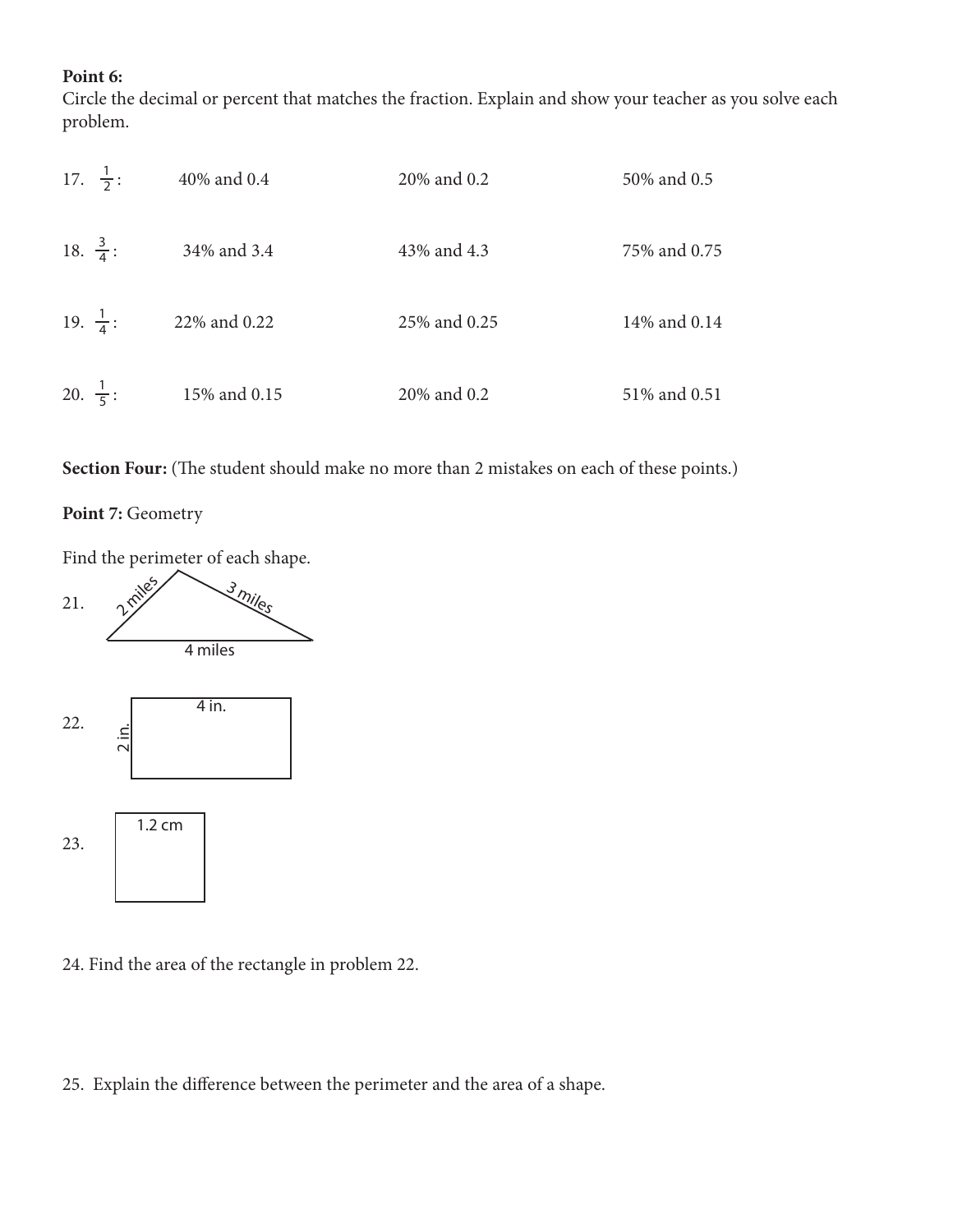**Point 6:**
Circle the decimal or percent that matches the fraction. Explain and show your teacher as you solve each problem.

17. $\frac{1}{2}$: 40% and 0.4 20% and 0.2 50% and 0.5

18. $\frac{3}{4}$: 34% and 3.4 43% and 4.3 75% and 0.75

19. $\frac{1}{4}$: 22% and 0.22 25% and 0.25 14% and 0.14

20. $\frac{1}{5}$: 15% and 0.15 20% and 0.2 51% and 0.51

**Section Four:** (The student should make no more than 2 mistakes on each of these points.)

**Point 7:** Geometry

Find the perimeter of each shape.

21. Triangle: 2 miles, 3 miles, 4 miles

22. Rectangle: 4 in., 2 in.

23. Square: 1.2 cm

24. Find the area of the rectangle in problem 22.

25. Explain the difference between the perimeter and the area of a shape.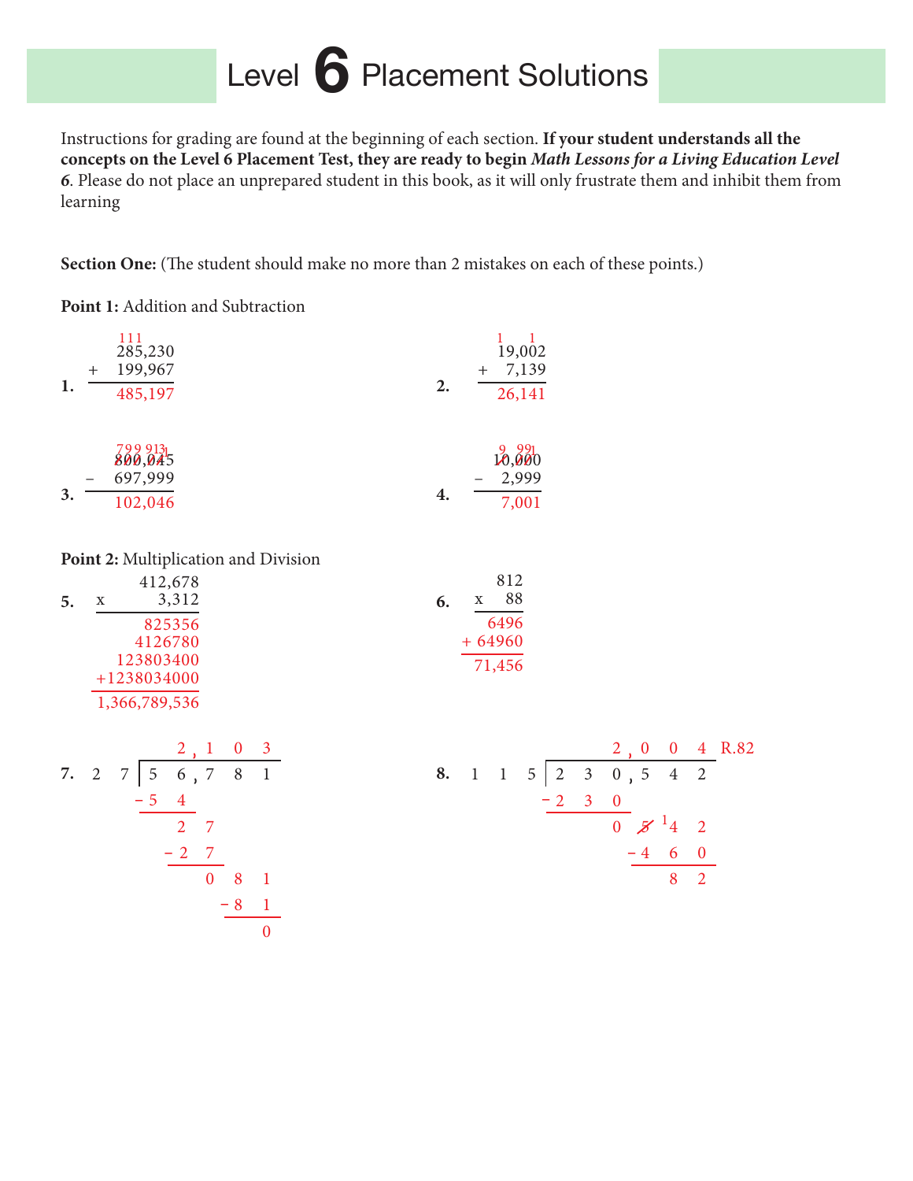# Level 6 Placement Solutions

Instructions for grading are found at the beginning of each section. **If your student understands all the concepts on the Level 6 Placement Test, they are ready to begin *Math Lessons for a Living Education Level 6*.** Please do not place an unprepared student in this book, as it will only frustrate them and inhibit them from learning

**Section One:** (The student should make no more than 2 mistakes on each of these points.)

**Point 1:** Addition and Subtraction

1.
```
   111
   285,230
 + 199,967
 ---------
   485,197
```

2.
```
   1   1
   19,002
 +  7,139
 --------
   26,141
```

3.
```
   799 9131
   800,045
 − 697,999
 ---------
   102,046
```

4.
```
   9 991
   10,000
 −  2,999
 --------
    7,001
```

**Point 2:** Multiplication and Division

5.
```
      412,678
 x      3,312
 ------------
       825356
      4126780
    123803400
  +1238034000
 ------------
1,366,789,536
```

6.
```
      812
  x    88
  -------
     6496
  + 64960
  -------
   71,456
```

7.
```
        2,1 0 3
 2 7 |5 6,7 8 1
     −5 4
        2 7
      − 2 7
          0 8 1
          − 8 1
              0
```

8.
```
             2,0 0 4 R.82
 1 1 5 |2 3 0,5 4 2
       −2 3 0
            0 5 ¹4 2
            − 4 6 0
                8 2
```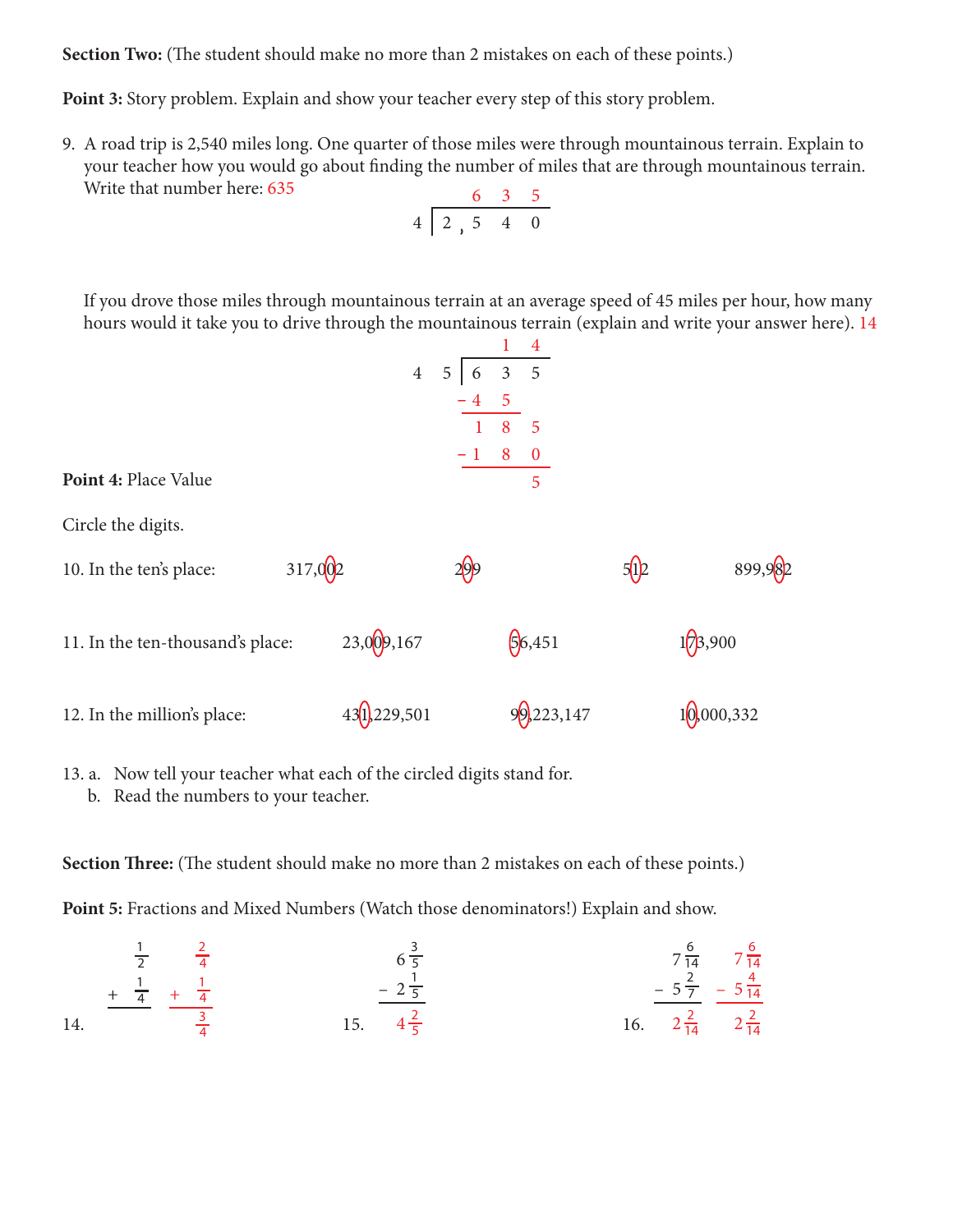**Section Two:** (The student should make no more than 2 mistakes on each of these points.)

**Point 3:** Story problem. Explain and show your teacher every step of this story problem.

9. A road trip is 2,540 miles long. One quarter of those miles were through mountainous terrain. Explain to your teacher how you would go about finding the number of miles that are through mountainous terrain. Write that number here: 635

$$\begin{array}{r} 635 \\ 4 \overline{)\,2{,}540} \end{array}$$

If you drove those miles through mountainous terrain at an average speed of 45 miles per hour, how many hours would it take you to drive through the mountainous terrain (explain and write your answer here). 14

$$\begin{array}{r} 14 \\ 45 \overline{)\,635} \\ -45\phantom{5} \\ 185 \\ -180 \\ 5 \end{array}$$

**Point 4:** Place Value

Circle the digits.

10. In the ten's place: 317,002 (circled: 0) 299 (circled: 9) 512 (circled: 1) 899,982 (circled: 8)

11. In the ten-thousand's place: 23,009,167 (circled: 0) 56,451 (circled: 5) 173,900 (circled: 7)

12. In the million's place: 431,229,501 (circled: 1) 99,223,147 (circled: 9) 10,000,332 (circled: 0)

13. a. Now tell your teacher what each of the circled digits stand for.
    b. Read the numbers to your teacher.

**Section Three:** (The student should make no more than 2 mistakes on each of these points.)

**Point 5:** Fractions and Mixed Numbers (Watch those denominators!) Explain and show.

14. $\frac{1}{2} + \frac{1}{4}$ → $\frac{2}{4} + \frac{1}{4} = \frac{3}{4}$

15. $6\frac{3}{5} - 2\frac{1}{5} = 4\frac{2}{5}$

16. $7\frac{6}{14} - 5\frac{2}{7} = 2\frac{2}{14}$ → $7\frac{6}{14} - 5\frac{4}{14} = 2\frac{2}{14}$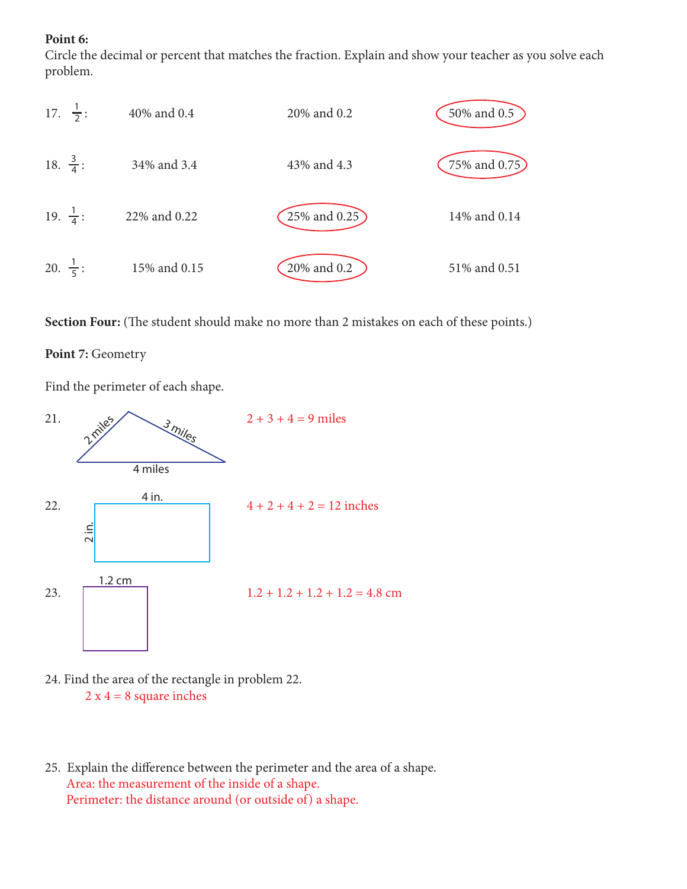**Point 6:**
Circle the decimal or percent that matches the fraction. Explain and show your teacher as you solve each problem.

17. $\frac{1}{2}$: 40% and 0.4 &nbsp;&nbsp; 20% and 0.2 &nbsp;&nbsp; **(50% and 0.5)**

18. $\frac{3}{4}$: 34% and 3.4 &nbsp;&nbsp; 43% and 4.3 &nbsp;&nbsp; **(75% and 0.75)**

19. $\frac{1}{4}$: 22% and 0.22 &nbsp;&nbsp; **(25% and 0.25)** &nbsp;&nbsp; 14% and 0.14

20. $\frac{1}{5}$: 15% and 0.15 &nbsp;&nbsp; **(20% and 0.2)** &nbsp;&nbsp; 51% and 0.51

**Section Four:** (The student should make no more than 2 mistakes on each of these points.)

**Point 7:** Geometry

Find the perimeter of each shape.

21. 2 miles, 3 miles, 4 miles

$2 + 3 + 4 = 9$ miles

22. 4 in., 2 in.

$4 + 2 + 4 + 2 = 12$ inches

23. 1.2 cm

$1.2 + 1.2 + 1.2 + 1.2 = 4.8$ cm

24. Find the area of the rectangle in problem 22.

$2 \times 4 = 8$ square inches

25. Explain the difference between the perimeter and the area of a shape.

Area: the measurement of the inside of a shape.
Perimeter: the distance around (or outside of) a shape.